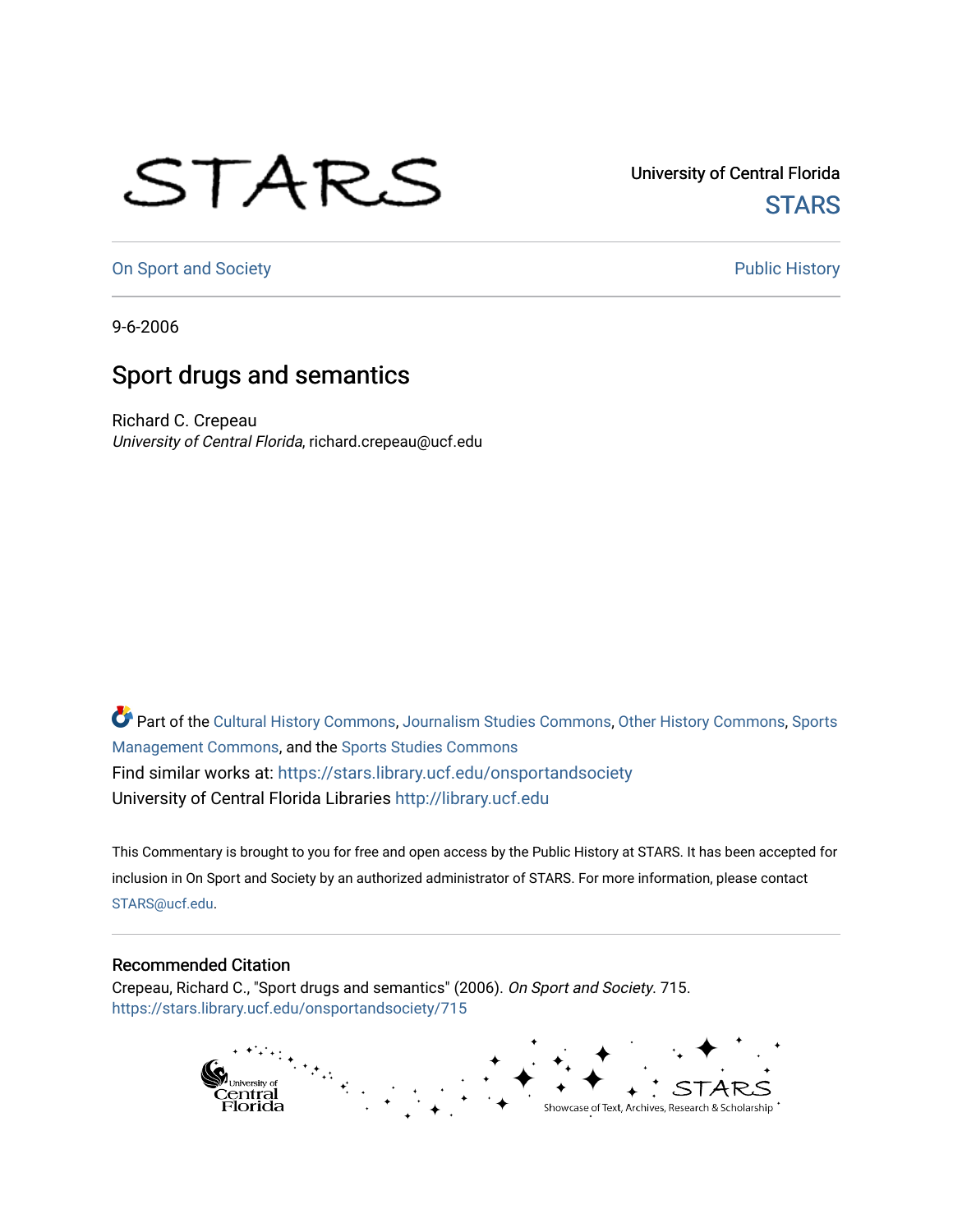University of Central Florida

STARS

On Sport and Society

Public History

9-6-2006

# Sport drugs and semantics

Richard C. Crepeau

*University of Central Florida*, richard.crepeau@ucf.edu

Part of the Cultural History Commons, Journalism Studies Commons, Other History Commons, Sports Management Commons, and the Sports Studies Commons

Find similar works at: https://stars.library.ucf.edu/onsportandsociety

University of Central Florida Libraries http://library.ucf.edu

This Commentary is brought to you for free and open access by the Public History at STARS. It has been accepted for inclusion in On Sport and Society by an authorized administrator of STARS. For more information, please contact STARS@ucf.edu.

## Recommended Citation

Crepeau, Richard C., "Sport drugs and semantics" (2006). *On Sport and Society*. 715.
https://stars.library.ucf.edu/onsportandsociety/715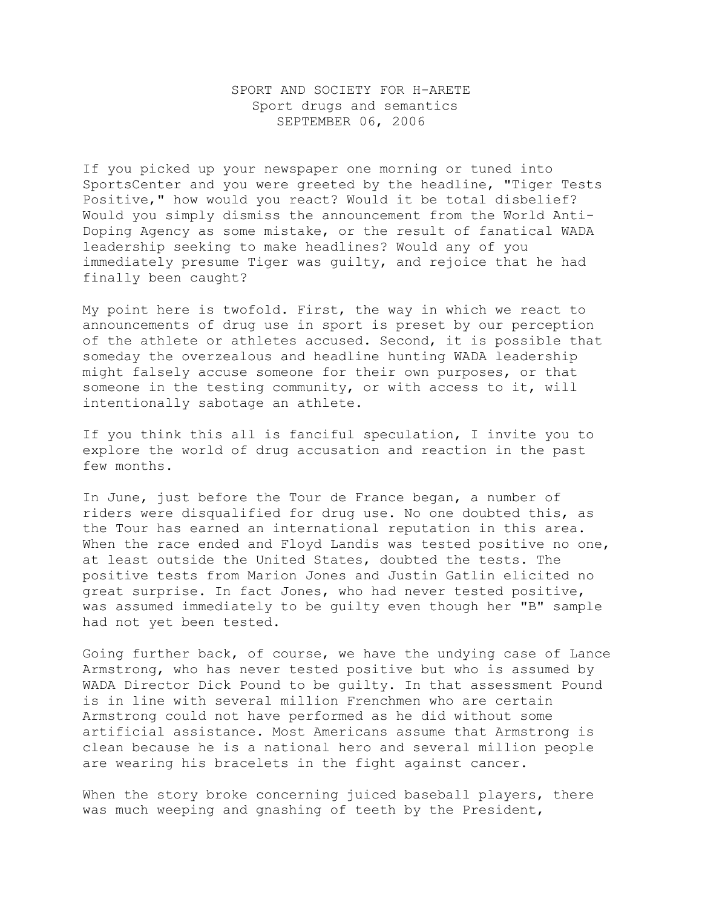SPORT AND SOCIETY FOR H-ARETE
Sport drugs and semantics
SEPTEMBER 06, 2006

If you picked up your newspaper one morning or tuned into SportsCenter and you were greeted by the headline, "Tiger Tests Positive," how would you react? Would it be total disbelief? Would you simply dismiss the announcement from the World Anti-Doping Agency as some mistake, or the result of fanatical WADA leadership seeking to make headlines? Would any of you immediately presume Tiger was guilty, and rejoice that he had finally been caught?

My point here is twofold. First, the way in which we react to announcements of drug use in sport is preset by our perception of the athlete or athletes accused. Second, it is possible that someday the overzealous and headline hunting WADA leadership might falsely accuse someone for their own purposes, or that someone in the testing community, or with access to it, will intentionally sabotage an athlete.

If you think this all is fanciful speculation, I invite you to explore the world of drug accusation and reaction in the past few months.

In June, just before the Tour de France began, a number of riders were disqualified for drug use. No one doubted this, as the Tour has earned an international reputation in this area. When the race ended and Floyd Landis was tested positive no one, at least outside the United States, doubted the tests. The positive tests from Marion Jones and Justin Gatlin elicited no great surprise. In fact Jones, who had never tested positive, was assumed immediately to be guilty even though her "B" sample had not yet been tested.

Going further back, of course, we have the undying case of Lance Armstrong, who has never tested positive but who is assumed by WADA Director Dick Pound to be guilty. In that assessment Pound is in line with several million Frenchmen who are certain Armstrong could not have performed as he did without some artificial assistance. Most Americans assume that Armstrong is clean because he is a national hero and several million people are wearing his bracelets in the fight against cancer.

When the story broke concerning juiced baseball players, there was much weeping and gnashing of teeth by the President,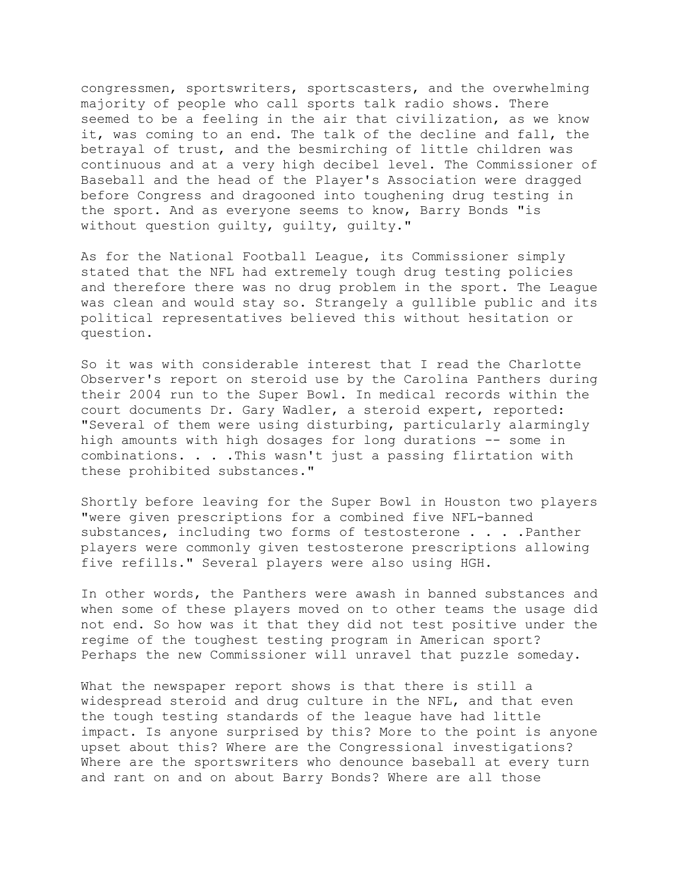congressmen, sportswriters, sportscasters, and the overwhelming majority of people who call sports talk radio shows. There seemed to be a feeling in the air that civilization, as we know it, was coming to an end. The talk of the decline and fall, the betrayal of trust, and the besmirching of little children was continuous and at a very high decibel level. The Commissioner of Baseball and the head of the Player's Association were dragged before Congress and dragooned into toughening drug testing in the sport. And as everyone seems to know, Barry Bonds "is without question guilty, guilty, guilty."

As for the National Football League, its Commissioner simply stated that the NFL had extremely tough drug testing policies and therefore there was no drug problem in the sport. The League was clean and would stay so. Strangely a gullible public and its political representatives believed this without hesitation or question.

So it was with considerable interest that I read the Charlotte Observer's report on steroid use by the Carolina Panthers during their 2004 run to the Super Bowl. In medical records within the court documents Dr. Gary Wadler, a steroid expert, reported: "Several of them were using disturbing, particularly alarmingly high amounts with high dosages for long durations -- some in combinations. . . .This wasn't just a passing flirtation with these prohibited substances."

Shortly before leaving for the Super Bowl in Houston two players "were given prescriptions for a combined five NFL-banned substances, including two forms of testosterone . . . .Panther players were commonly given testosterone prescriptions allowing five refills." Several players were also using HGH.

In other words, the Panthers were awash in banned substances and when some of these players moved on to other teams the usage did not end. So how was it that they did not test positive under the regime of the toughest testing program in American sport? Perhaps the new Commissioner will unravel that puzzle someday.

What the newspaper report shows is that there is still a widespread steroid and drug culture in the NFL, and that even the tough testing standards of the league have had little impact. Is anyone surprised by this? More to the point is anyone upset about this? Where are the Congressional investigations? Where are the sportswriters who denounce baseball at every turn and rant on and on about Barry Bonds? Where are all those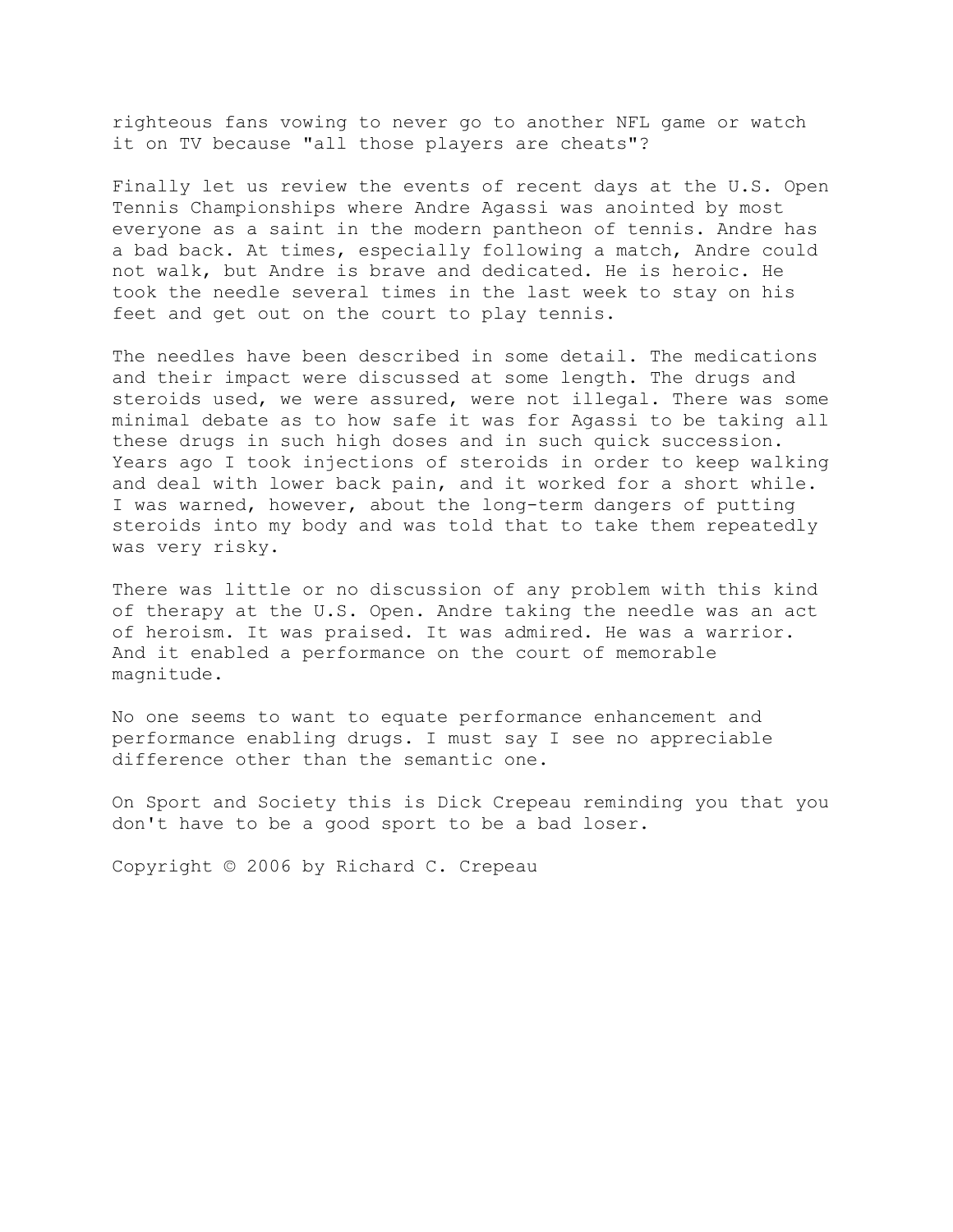righteous fans vowing to never go to another NFL game or watch it on TV because "all those players are cheats"?

Finally let us review the events of recent days at the U.S. Open Tennis Championships where Andre Agassi was anointed by most everyone as a saint in the modern pantheon of tennis. Andre has a bad back. At times, especially following a match, Andre could not walk, but Andre is brave and dedicated. He is heroic. He took the needle several times in the last week to stay on his feet and get out on the court to play tennis.

The needles have been described in some detail. The medications and their impact were discussed at some length. The drugs and steroids used, we were assured, were not illegal. There was some minimal debate as to how safe it was for Agassi to be taking all these drugs in such high doses and in such quick succession. Years ago I took injections of steroids in order to keep walking and deal with lower back pain, and it worked for a short while. I was warned, however, about the long-term dangers of putting steroids into my body and was told that to take them repeatedly was very risky.

There was little or no discussion of any problem with this kind of therapy at the U.S. Open. Andre taking the needle was an act of heroism. It was praised. It was admired. He was a warrior. And it enabled a performance on the court of memorable magnitude.

No one seems to want to equate performance enhancement and performance enabling drugs. I must say I see no appreciable difference other than the semantic one.

On Sport and Society this is Dick Crepeau reminding you that you don't have to be a good sport to be a bad loser.

Copyright © 2006 by Richard C. Crepeau